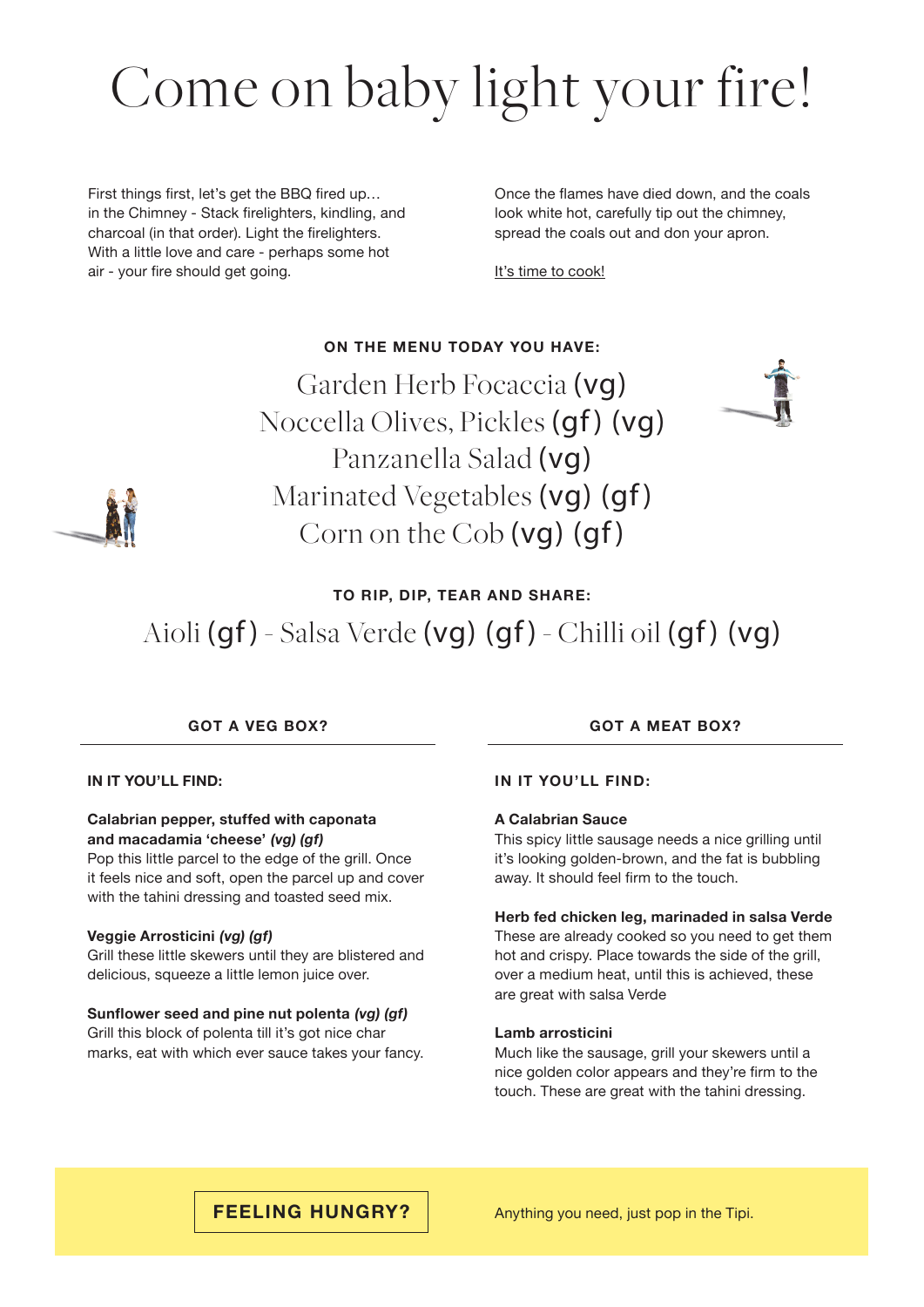# Come on baby light your fire!

First things first, let's get the BBQ fired up… in the Chimney - Stack firelighters, kindling, and charcoal (in that order). Light the firelighters. With a little love and care - perhaps some hot air - your fire should get going.

Once the flames have died down, and the coals look white hot, carefully tip out the chimney, spread the coals out and don your apron.

It's time to cook!

**ON THE MENU TODAY YOU HAVE:**

Garden Herb Focaccia (vg)
Noccella Olives, Pickles (gf) (vg)
Panzanella Salad (vg)
Marinated Vegetables (vg) (gf)
Corn on the Cob (vg) (gf)

**TO RIP, DIP, TEAR AND SHARE:**

Aioli (gf) - Salsa Verde (vg) (gf) - Chilli oil (gf) (vg)

## GOT A VEG BOX?

**IN IT YOU'LL FIND:**

**Calabrian pepper, stuffed with caponata and macadamia 'cheese'** ***(vg) (gf)***
Pop this little parcel to the edge of the grill. Once it feels nice and soft, open the parcel up and cover with the tahini dressing and toasted seed mix.

**Veggie Arrosticini** ***(vg) (gf)***
Grill these little skewers until they are blistered and delicious, squeeze a little lemon juice over.

**Sunflower seed and pine nut polenta** ***(vg) (gf)***
Grill this block of polenta till it's got nice char marks, eat with which ever sauce takes your fancy.

## GOT A MEAT BOX?

**IN IT YOU'LL FIND:**

**A Calabrian Sauce**
This spicy little sausage needs a nice grilling until it's looking golden-brown, and the fat is bubbling away. It should feel firm to the touch.

**Herb fed chicken leg, marinaded in salsa Verde**
These are already cooked so you need to get them hot and crispy. Place towards the side of the grill, over a medium heat, until this is achieved, these are great with salsa Verde

**Lamb arrosticini**
Much like the sausage, grill your skewers until a nice golden color appears and they're firm to the touch. These are great with the tahini dressing.

**FEELING HUNGRY?**

Anything you need, just pop in the Tipi.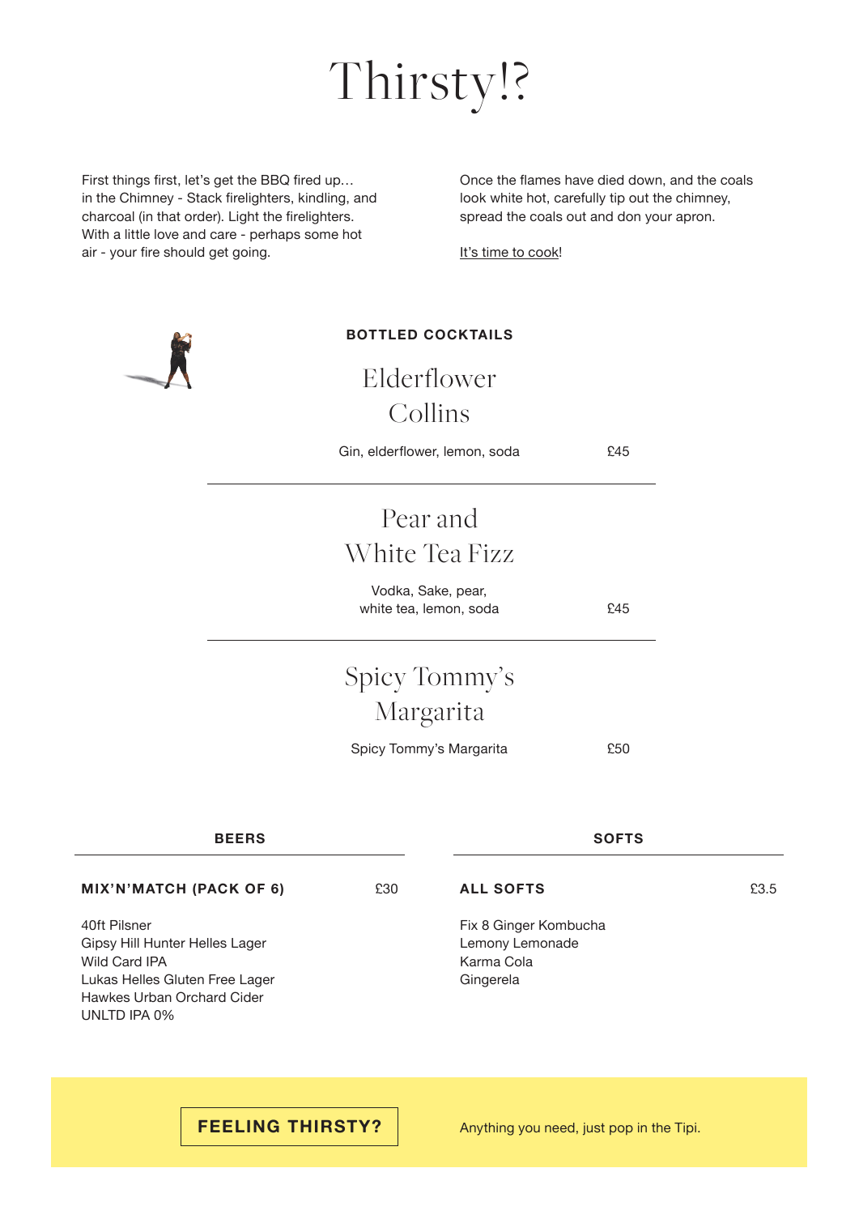# Thirsty!?

First things first, let's get the BBQ fired up… in the Chimney - Stack firelighters, kindling, and charcoal (in that order). Light the firelighters. With a little love and care - perhaps some hot air - your fire should get going.

Once the flames have died down, and the coals look white hot, carefully tip out the chimney, spread the coals out and don your apron.

It's time to cook!

**BOTTLED COCKTAILS**

## Elderflower Collins

Gin, elderflower, lemon, soda — £45

## Pear and White Tea Fizz

Vodka, Sake, pear, white tea, lemon, soda — £45

## Spicy Tommy's Margarita

Spicy Tommy's Margarita — £50

**BEERS**

**MIX'N'MATCH (PACK OF 6)** — £30

40ft Pilsner
Gipsy Hill Hunter Helles Lager
Wild Card IPA
Lukas Helles Gluten Free Lager
Hawkes Urban Orchard Cider
UNLTD IPA 0%

**SOFTS**

**ALL SOFTS** — £3.5

Fix 8 Ginger Kombucha
Lemony Lemonade
Karma Cola
Gingerela

**FEELING THIRSTY?**

Anything you need, just pop in the Tipi.